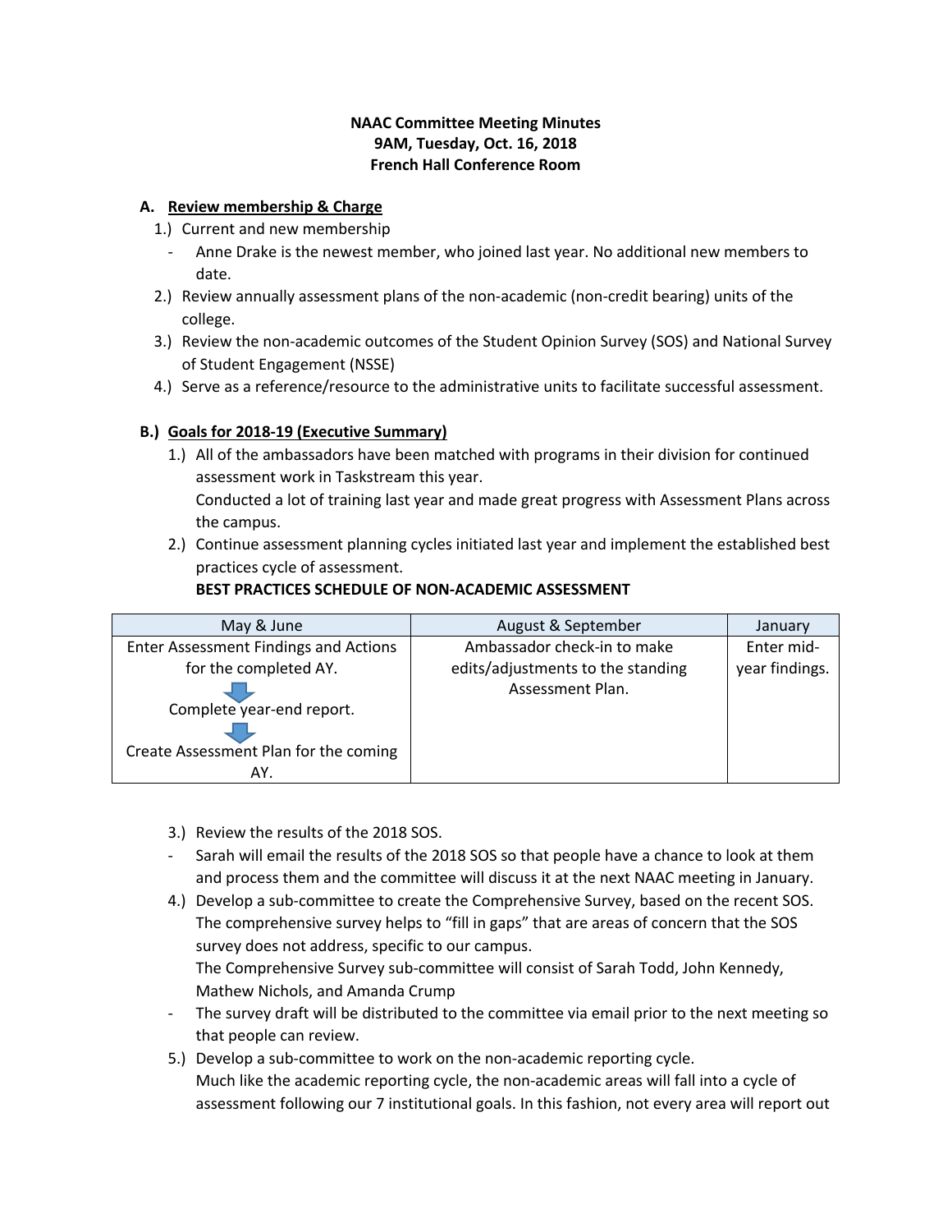**NAAC Committee Meeting Minutes**
**9AM, Tuesday, Oct. 16, 2018**
**French Hall Conference Room**

**A. Review membership & Charge**

1.) Current and new membership
- Anne Drake is the newest member, who joined last year. No additional new members to date.

2.) Review annually assessment plans of the non-academic (non-credit bearing) units of the college.

3.) Review the non-academic outcomes of the Student Opinion Survey (SOS) and National Survey of Student Engagement (NSSE)

4.) Serve as a reference/resource to the administrative units to facilitate successful assessment.

**B.) Goals for 2018-19 (Executive Summary)**

1.) All of the ambassadors have been matched with programs in their division for continued assessment work in Taskstream this year.
Conducted a lot of training last year and made great progress with Assessment Plans across the campus.

2.) Continue assessment planning cycles initiated last year and implement the established best practices cycle of assessment.

**BEST PRACTICES SCHEDULE OF NON-ACADEMIC ASSESSMENT**

| May & June | August & September | January |
| --- | --- | --- |
| Enter Assessment Findings and Actions for the completed AY. ↓ Complete year-end report. ↓ Create Assessment Plan for the coming AY. | Ambassador check-in to make edits/adjustments to the standing Assessment Plan. | Enter mid-year findings. |

3.) Review the results of the 2018 SOS.
- Sarah will email the results of the 2018 SOS so that people have a chance to look at them and process them and the committee will discuss it at the next NAAC meeting in January.

4.) Develop a sub-committee to create the Comprehensive Survey, based on the recent SOS.
The comprehensive survey helps to "fill in gaps" that are areas of concern that the SOS survey does not address, specific to our campus.
The Comprehensive Survey sub-committee will consist of Sarah Todd, John Kennedy, Mathew Nichols, and Amanda Crump
- The survey draft will be distributed to the committee via email prior to the next meeting so that people can review.

5.) Develop a sub-committee to work on the non-academic reporting cycle.
Much like the academic reporting cycle, the non-academic areas will fall into a cycle of assessment following our 7 institutional goals. In this fashion, not every area will report out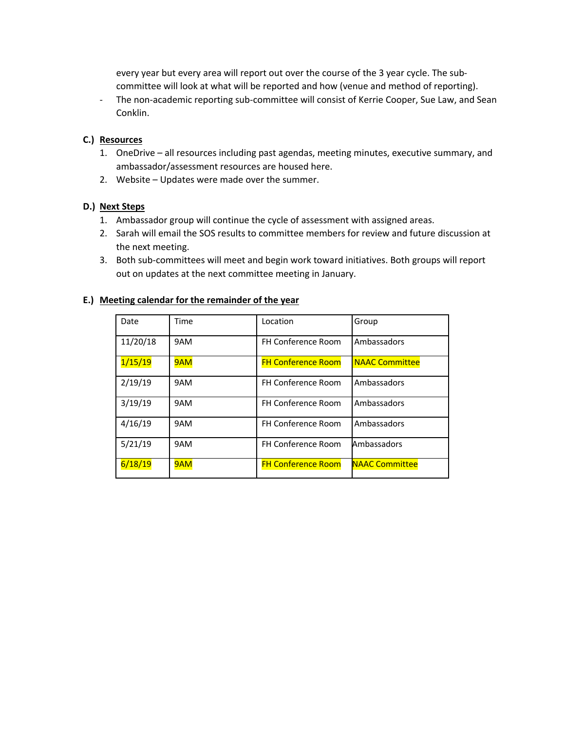every year but every area will report out over the course of the 3 year cycle. The sub-committee will look at what will be reported and how (venue and method of reporting).

- The non-academic reporting sub-committee will consist of Kerrie Cooper, Sue Law, and Sean Conklin.

**C.) Resources**

1. OneDrive – all resources including past agendas, meeting minutes, executive summary, and ambassador/assessment resources are housed here.
2. Website – Updates were made over the summer.

**D.) Next Steps**

1. Ambassador group will continue the cycle of assessment with assigned areas.
2. Sarah will email the SOS results to committee members for review and future discussion at the next meeting.
3. Both sub-committees will meet and begin work toward initiatives. Both groups will report out on updates at the next committee meeting in January.

**E.) Meeting calendar for the remainder of the year**

| Date | Time | Location | Group |
|---|---|---|---|
| 11/20/18 | 9AM | FH Conference Room | Ambassadors |
| 1/15/19 | 9AM | FH Conference Room | NAAC Committee |
| 2/19/19 | 9AM | FH Conference Room | Ambassadors |
| 3/19/19 | 9AM | FH Conference Room | Ambassadors |
| 4/16/19 | 9AM | FH Conference Room | Ambassadors |
| 5/21/19 | 9AM | FH Conference Room | Ambassadors |
| 6/18/19 | 9AM | FH Conference Room | NAAC Committee |